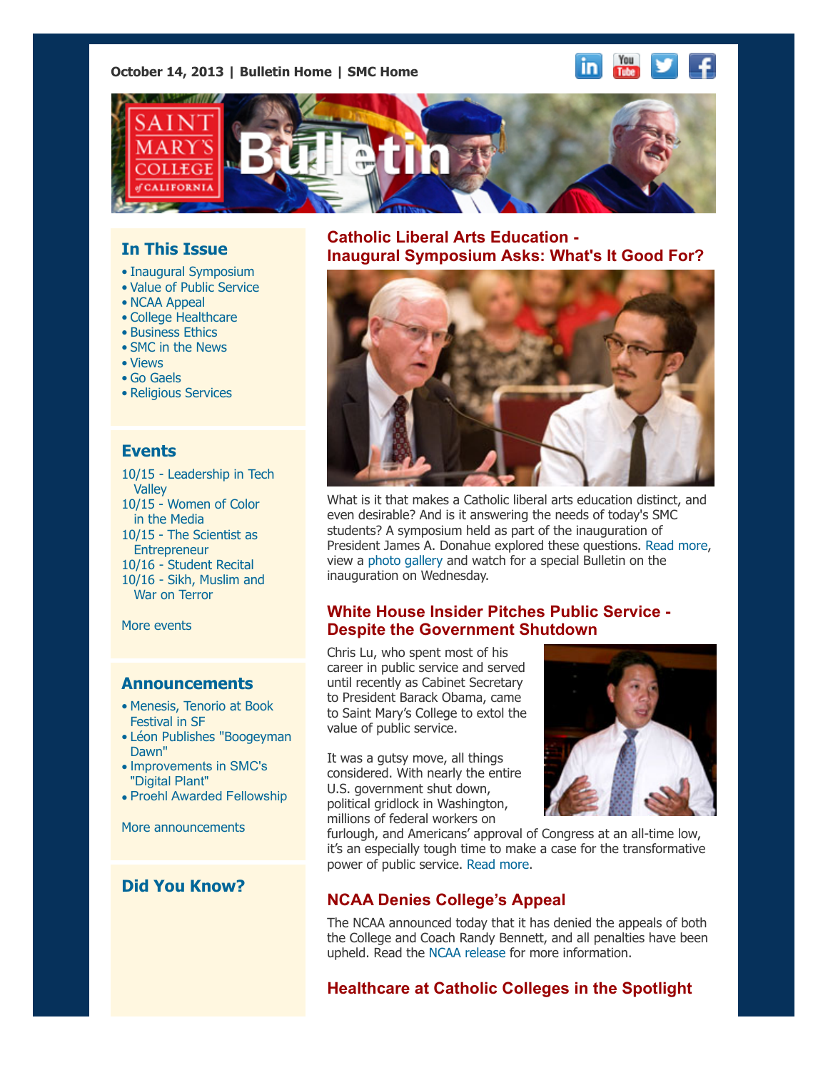October 14, 2013 | Bulletin Home | SMC Home

# Bulletin

## In This Issue

- Inaugural Symposium
- Value of Public Service
- NCAA Appeal
- College Healthcare
- Business Ethics
- SMC in the News
- Views
- Go Gaels
- Religious Services

## Events

10/15 - Leadership in Tech Valley
10/15 - Women of Color in the Media
10/15 - The Scientist as Entrepreneur
10/16 - Student Recital
10/16 - Sikh, Muslim and War on Terror

More events

## Announcements

- Menesis, Tenorio at Book Festival in SF
- Léon Publishes "Boogeyman Dawn"
- Improvements in SMC's "Digital Plant"
- Proehl Awarded Fellowship

More announcements

## Did You Know?

## Catholic Liberal Arts Education - Inaugural Symposium Asks: What's It Good For?

What is it that makes a Catholic liberal arts education distinct, and even desirable? And is it answering the needs of today's SMC students? A symposium held as part of the inauguration of President James A. Donahue explored these questions. Read more, view a photo gallery and watch for a special Bulletin on the inauguration on Wednesday.

## White House Insider Pitches Public Service - Despite the Government Shutdown

Chris Lu, who spent most of his career in public service and served until recently as Cabinet Secretary to President Barack Obama, came to Saint Mary's College to extol the value of public service.

It was a gutsy move, all things considered. With nearly the entire U.S. government shut down, political gridlock in Washington, millions of federal workers on furlough, and Americans' approval of Congress at an all-time low, it's an especially tough time to make a case for the transformative power of public service. Read more.

## NCAA Denies College's Appeal

The NCAA announced today that it has denied the appeals of both the College and Coach Randy Bennett, and all penalties have been upheld. Read the NCAA release for more information.

## Healthcare at Catholic Colleges in the Spotlight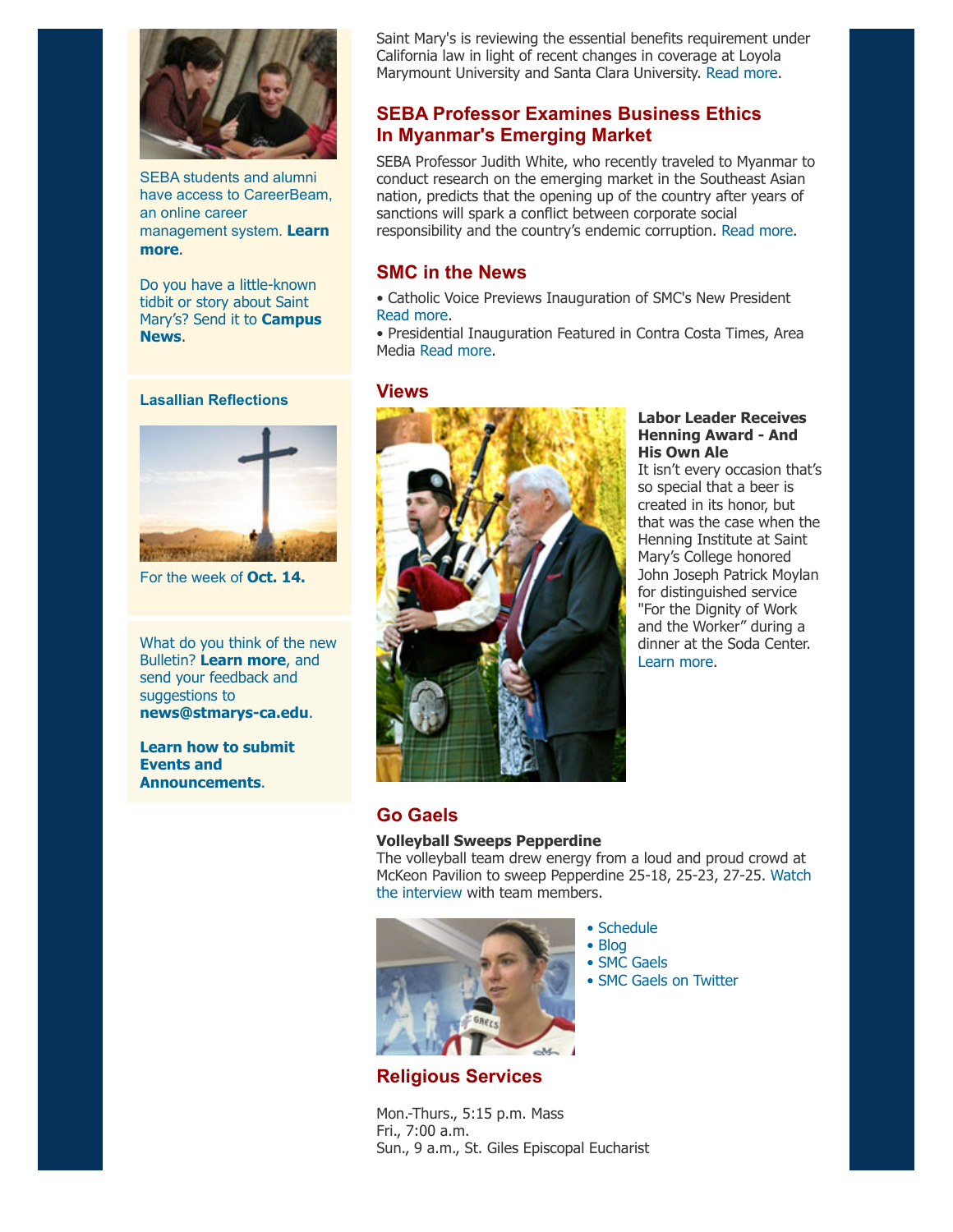SEBA students and alumni have access to CareerBeam, an online career management system. **Learn more**.

Do you have a little-known tidbit or story about Saint Mary's? Send it to **Campus News**.

**Lasallian Reflections**

For the week of **Oct. 14.**

What do you think of the new Bulletin? **Learn more**, and send your feedback and suggestions to **news@stmarys-ca.edu**.

**Learn how to submit Events and Announcements**.

Saint Mary's is reviewing the essential benefits requirement under California law in light of recent changes in coverage at Loyola Marymount University and Santa Clara University. Read more.

## SEBA Professor Examines Business Ethics In Myanmar's Emerging Market

SEBA Professor Judith White, who recently traveled to Myanmar to conduct research on the emerging market in the Southeast Asian nation, predicts that the opening up of the country after years of sanctions will spark a conflict between corporate social responsibility and the country's endemic corruption. Read more.

## SMC in the News

- Catholic Voice Previews Inauguration of SMC's New President Read more.
- Presidential Inauguration Featured in Contra Costa Times, Area Media Read more.

## Views

**Labor Leader Receives Henning Award - And His Own Ale**

It isn't every occasion that's so special that a beer is created in its honor, but that was the case when the Henning Institute at Saint Mary's College honored John Joseph Patrick Moylan for distinguished service "For the Dignity of Work and the Worker" during a dinner at the Soda Center. Learn more.

## Go Gaels

**Volleyball Sweeps Pepperdine**

The volleyball team drew energy from a loud and proud crowd at McKeon Pavilion to sweep Pepperdine 25-18, 25-23, 27-25. Watch the interview with team members.

- Schedule
- Blog
- SMC Gaels
- SMC Gaels on Twitter

## Religious Services

Mon.-Thurs., 5:15 p.m. Mass
Fri., 7:00 a.m.
Sun., 9 a.m., St. Giles Episcopal Eucharist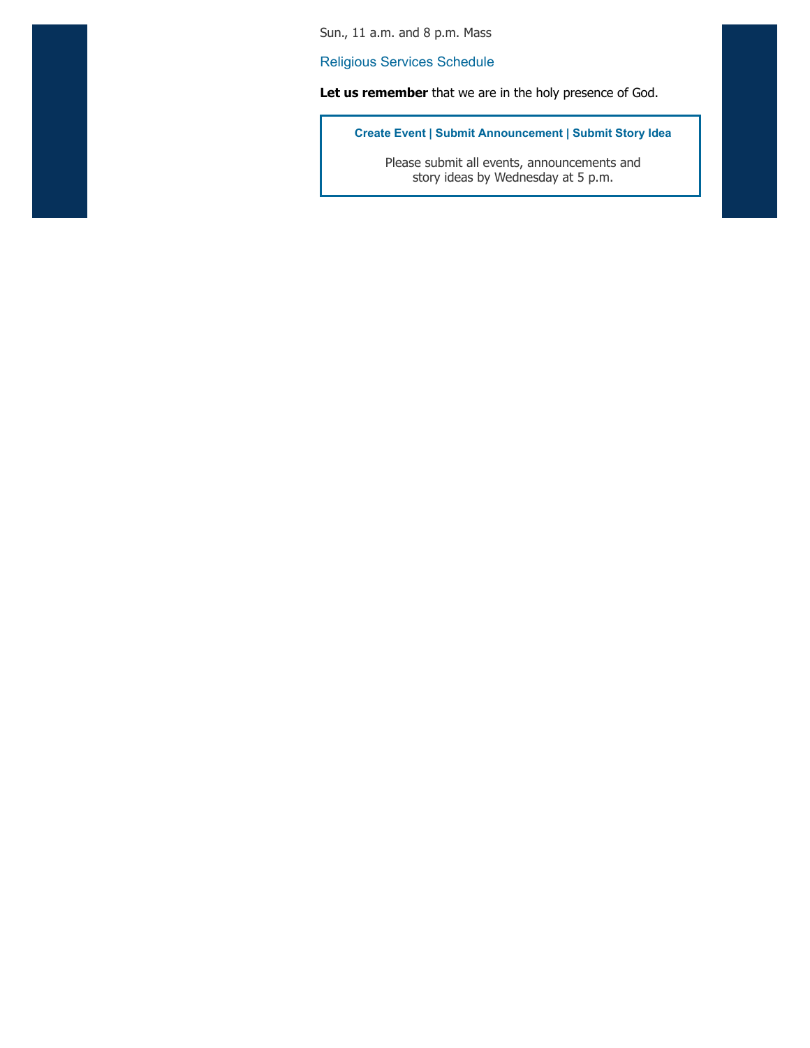Sun., 11 a.m. and 8 p.m. Mass

Religious Services Schedule

**Let us remember** that we are in the holy presence of God.

**Create Event | Submit Announcement | Submit Story Idea**

Please submit all events, announcements and story ideas by Wednesday at 5 p.m.